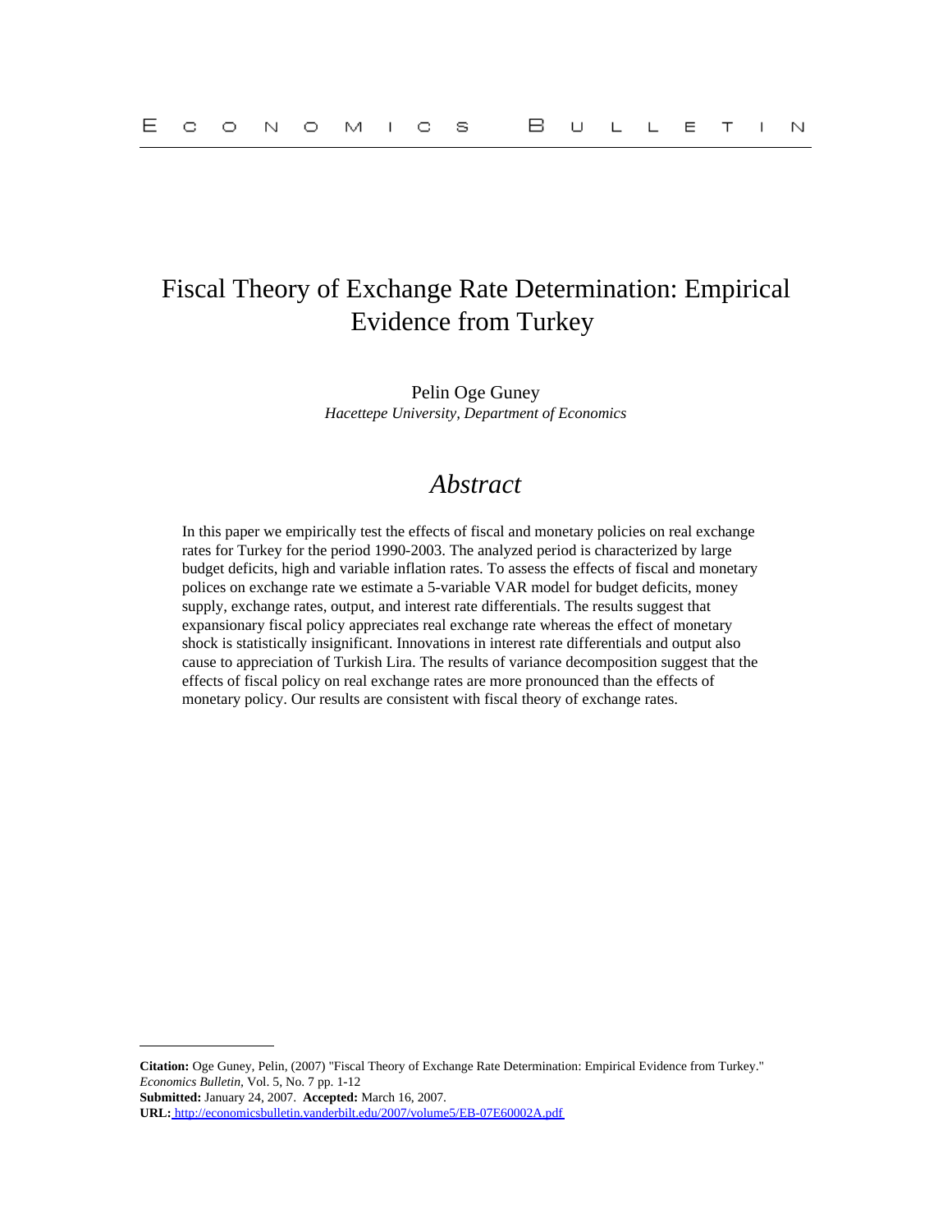# Fiscal Theory of Exchange Rate Determination: Empirical Evidence from Turkey

Pelin Oge Guney  
*Hacettepe University, Department of Economics*

## *Abstract*

In this paper we empirically test the effects of fiscal and monetary policies on real exchange rates for Turkey for the period 1990-2003. The analyzed period is characterized by large budget deficits, high and variable inflation rates. To assess the effects of fiscal and monetary polices on exchange rate we estimate a 5-variable VAR model for budget deficits, money supply, exchange rates, output, and interest rate differentials. The results suggest that expansionary fiscal policy appreciates real exchange rate whereas the effect of monetary shock is statistically insignificant. Innovations in interest rate differentials and output also cause to appreciation of Turkish Lira. The results of variance decomposition suggest that the effects of fiscal policy on real exchange rates are more pronounced than the effects of monetary policy. Our results are consistent with fiscal theory of exchange rates.

---

**Citation:** Oge Guney, Pelin, (2007) "Fiscal Theory of Exchange Rate Determination: Empirical Evidence from Turkey." *Economics Bulletin*, Vol. 5, No. 7 pp. 1-12  
**Submitted:** January 24, 2007. **Accepted:** March 16, 2007.  
**URL:** http://economicsbulletin.vanderbilt.edu/2007/volume5/EB-07E60002A.pdf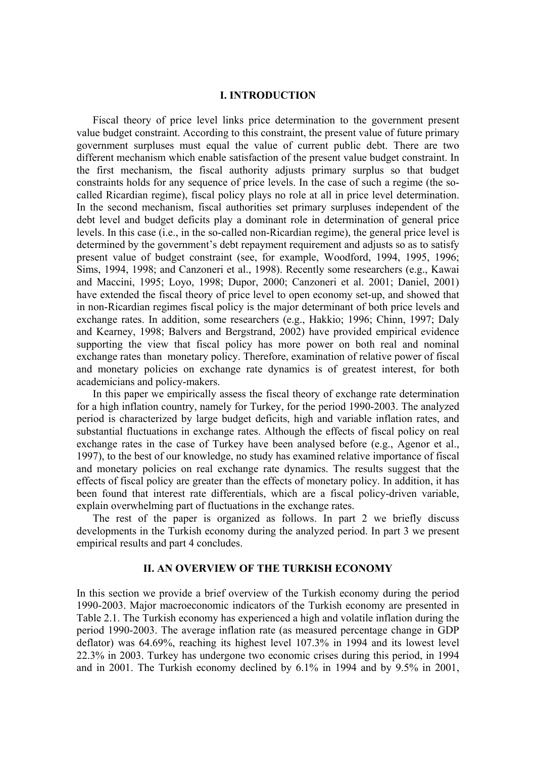## I. INTRODUCTION

Fiscal theory of price level links price determination to the government present value budget constraint. According to this constraint, the present value of future primary government surpluses must equal the value of current public debt. There are two different mechanism which enable satisfaction of the present value budget constraint. In the first mechanism, the fiscal authority adjusts primary surplus so that budget constraints holds for any sequence of price levels. In the case of such a regime (the so-called Ricardian regime), fiscal policy plays no role at all in price level determination. In the second mechanism, fiscal authorities set primary surpluses independent of the debt level and budget deficits play a dominant role in determination of general price levels. In this case (i.e., in the so-called non-Ricardian regime), the general price level is determined by the government's debt repayment requirement and adjusts so as to satisfy present value of budget constraint (see, for example, Woodford, 1994, 1995, 1996; Sims, 1994, 1998; and Canzoneri et al., 1998). Recently some researchers (e.g., Kawai and Maccini, 1995; Loyo, 1998; Dupor, 2000; Canzoneri et al. 2001; Daniel, 2001) have extended the fiscal theory of price level to open economy set-up, and showed that in non-Ricardian regimes fiscal policy is the major determinant of both price levels and exchange rates. In addition, some researchers (e.g., Hakkio; 1996; Chinn, 1997; Daly and Kearney, 1998; Balvers and Bergstrand, 2002) have provided empirical evidence supporting the view that fiscal policy has more power on both real and nominal exchange rates than monetary policy. Therefore, examination of relative power of fiscal and monetary policies on exchange rate dynamics is of greatest interest, for both academicians and policy-makers.

In this paper we empirically assess the fiscal theory of exchange rate determination for a high inflation country, namely for Turkey, for the period 1990-2003. The analyzed period is characterized by large budget deficits, high and variable inflation rates, and substantial fluctuations in exchange rates. Although the effects of fiscal policy on real exchange rates in the case of Turkey have been analysed before (e.g., Agenor et al., 1997), to the best of our knowledge, no study has examined relative importance of fiscal and monetary policies on real exchange rate dynamics. The results suggest that the effects of fiscal policy are greater than the effects of monetary policy. In addition, it has been found that interest rate differentials, which are a fiscal policy-driven variable, explain overwhelming part of fluctuations in the exchange rates.

The rest of the paper is organized as follows. In part 2 we briefly discuss developments in the Turkish economy during the analyzed period. In part 3 we present empirical results and part 4 concludes.

## II. AN OVERVIEW OF THE TURKISH ECONOMY

In this section we provide a brief overview of the Turkish economy during the period 1990-2003. Major macroeconomic indicators of the Turkish economy are presented in Table 2.1. The Turkish economy has experienced a high and volatile inflation during the period 1990-2003. The average inflation rate (as measured percentage change in GDP deflator) was 64.69%, reaching its highest level 107.3% in 1994 and its lowest level 22.3% in 2003. Turkey has undergone two economic crises during this period, in 1994 and in 2001. The Turkish economy declined by 6.1% in 1994 and by 9.5% in 2001,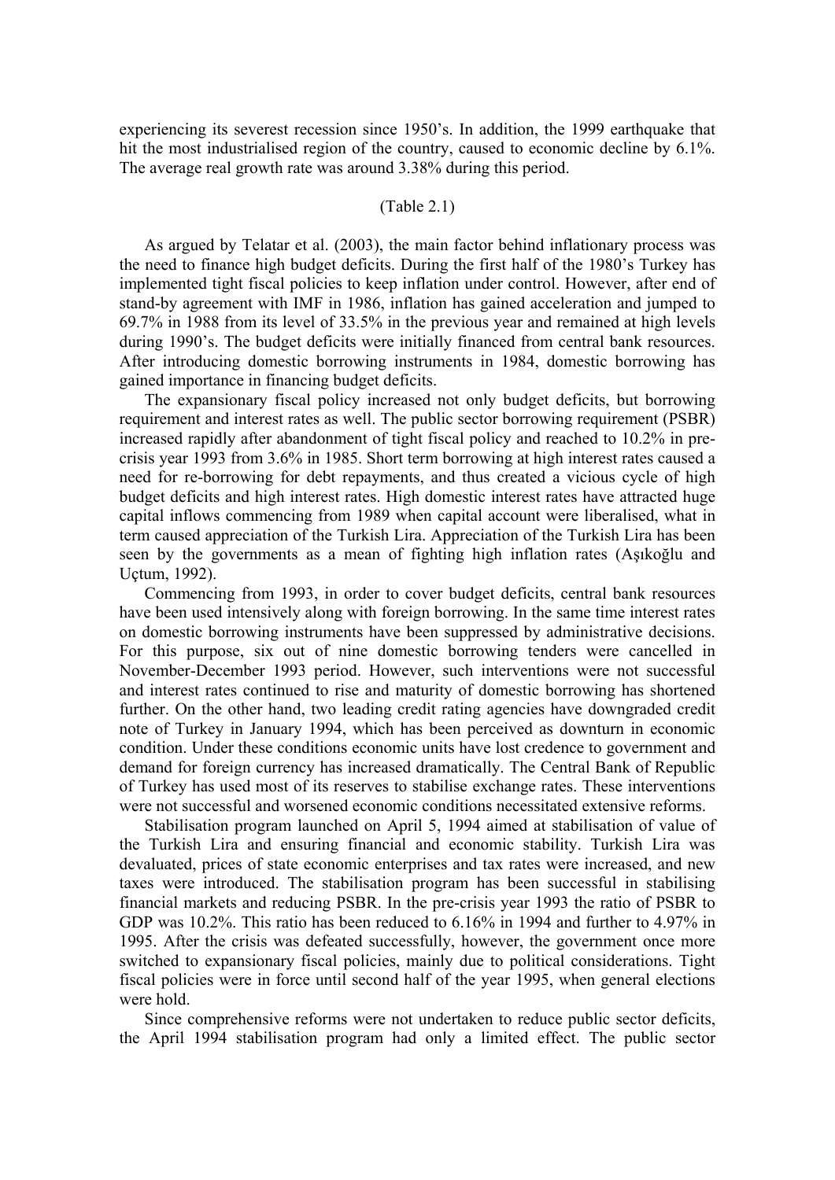experiencing its severest recession since 1950's. In addition, the 1999 earthquake that hit the most industrialised region of the country, caused to economic decline by 6.1%. The average real growth rate was around 3.38% during this period.

(Table 2.1)

As argued by Telatar et al. (2003), the main factor behind inflationary process was the need to finance high budget deficits. During the first half of the 1980's Turkey has implemented tight fiscal policies to keep inflation under control. However, after end of stand-by agreement with IMF in 1986, inflation has gained acceleration and jumped to 69.7% in 1988 from its level of 33.5% in the previous year and remained at high levels during 1990's. The budget deficits were initially financed from central bank resources. After introducing domestic borrowing instruments in 1984, domestic borrowing has gained importance in financing budget deficits.

The expansionary fiscal policy increased not only budget deficits, but borrowing requirement and interest rates as well. The public sector borrowing requirement (PSBR) increased rapidly after abandonment of tight fiscal policy and reached to 10.2% in pre-crisis year 1993 from 3.6% in 1985. Short term borrowing at high interest rates caused a need for re-borrowing for debt repayments, and thus created a vicious cycle of high budget deficits and high interest rates. High domestic interest rates have attracted huge capital inflows commencing from 1989 when capital account were liberalised, what in term caused appreciation of the Turkish Lira. Appreciation of the Turkish Lira has been seen by the governments as a mean of fighting high inflation rates (Aşıkoğlu and Uçtum, 1992).

Commencing from 1993, in order to cover budget deficits, central bank resources have been used intensively along with foreign borrowing. In the same time interest rates on domestic borrowing instruments have been suppressed by administrative decisions. For this purpose, six out of nine domestic borrowing tenders were cancelled in November-December 1993 period. However, such interventions were not successful and interest rates continued to rise and maturity of domestic borrowing has shortened further. On the other hand, two leading credit rating agencies have downgraded credit note of Turkey in January 1994, which has been perceived as downturn in economic condition. Under these conditions economic units have lost credence to government and demand for foreign currency has increased dramatically. The Central Bank of Republic of Turkey has used most of its reserves to stabilise exchange rates. These interventions were not successful and worsened economic conditions necessitated extensive reforms.

Stabilisation program launched on April 5, 1994 aimed at stabilisation of value of the Turkish Lira and ensuring financial and economic stability. Turkish Lira was devaluated, prices of state economic enterprises and tax rates were increased, and new taxes were introduced. The stabilisation program has been successful in stabilising financial markets and reducing PSBR. In the pre-crisis year 1993 the ratio of PSBR to GDP was 10.2%. This ratio has been reduced to 6.16% in 1994 and further to 4.97% in 1995. After the crisis was defeated successfully, however, the government once more switched to expansionary fiscal policies, mainly due to political considerations. Tight fiscal policies were in force until second half of the year 1995, when general elections were hold.

Since comprehensive reforms were not undertaken to reduce public sector deficits, the April 1994 stabilisation program had only a limited effect. The public sector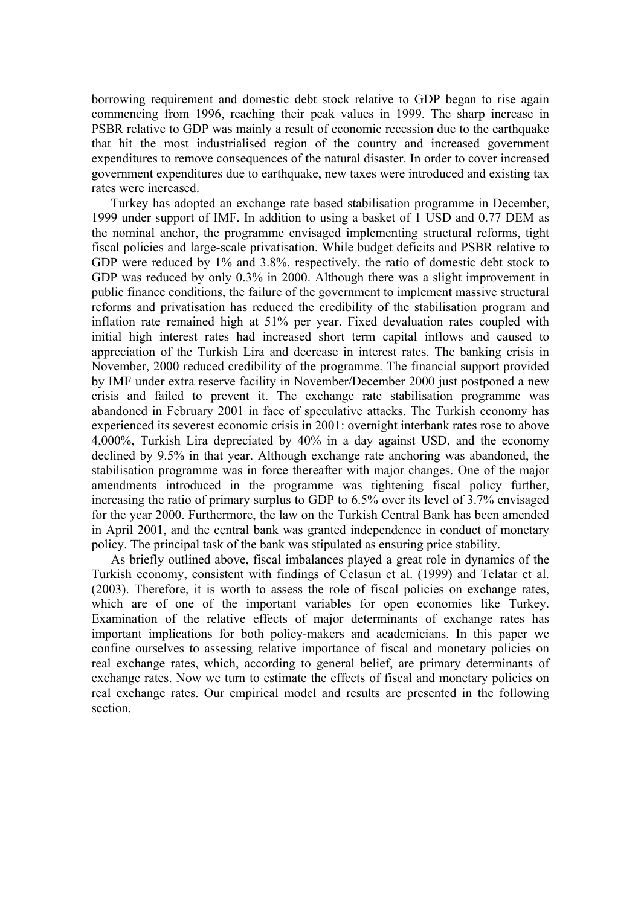borrowing requirement and domestic debt stock relative to GDP began to rise again commencing from 1996, reaching their peak values in 1999. The sharp increase in PSBR relative to GDP was mainly a result of economic recession due to the earthquake that hit the most industrialised region of the country and increased government expenditures to remove consequences of the natural disaster. In order to cover increased government expenditures due to earthquake, new taxes were introduced and existing tax rates were increased.

Turkey has adopted an exchange rate based stabilisation programme in December, 1999 under support of IMF. In addition to using a basket of 1 USD and 0.77 DEM as the nominal anchor, the programme envisaged implementing structural reforms, tight fiscal policies and large-scale privatisation. While budget deficits and PSBR relative to GDP were reduced by 1% and 3.8%, respectively, the ratio of domestic debt stock to GDP was reduced by only 0.3% in 2000. Although there was a slight improvement in public finance conditions, the failure of the government to implement massive structural reforms and privatisation has reduced the credibility of the stabilisation program and inflation rate remained high at 51% per year. Fixed devaluation rates coupled with initial high interest rates had increased short term capital inflows and caused to appreciation of the Turkish Lira and decrease in interest rates. The banking crisis in November, 2000 reduced credibility of the programme. The financial support provided by IMF under extra reserve facility in November/December 2000 just postponed a new crisis and failed to prevent it. The exchange rate stabilisation programme was abandoned in February 2001 in face of speculative attacks. The Turkish economy has experienced its severest economic crisis in 2001: overnight interbank rates rose to above 4,000%, Turkish Lira depreciated by 40% in a day against USD, and the economy declined by 9.5% in that year. Although exchange rate anchoring was abandoned, the stabilisation programme was in force thereafter with major changes. One of the major amendments introduced in the programme was tightening fiscal policy further, increasing the ratio of primary surplus to GDP to 6.5% over its level of 3.7% envisaged for the year 2000. Furthermore, the law on the Turkish Central Bank has been amended in April 2001, and the central bank was granted independence in conduct of monetary policy. The principal task of the bank was stipulated as ensuring price stability.

As briefly outlined above, fiscal imbalances played a great role in dynamics of the Turkish economy, consistent with findings of Celasun et al. (1999) and Telatar et al. (2003). Therefore, it is worth to assess the role of fiscal policies on exchange rates, which are of one of the important variables for open economies like Turkey. Examination of the relative effects of major determinants of exchange rates has important implications for both policy-makers and academicians. In this paper we confine ourselves to assessing relative importance of fiscal and monetary policies on real exchange rates, which, according to general belief, are primary determinants of exchange rates. Now we turn to estimate the effects of fiscal and monetary policies on real exchange rates. Our empirical model and results are presented in the following section.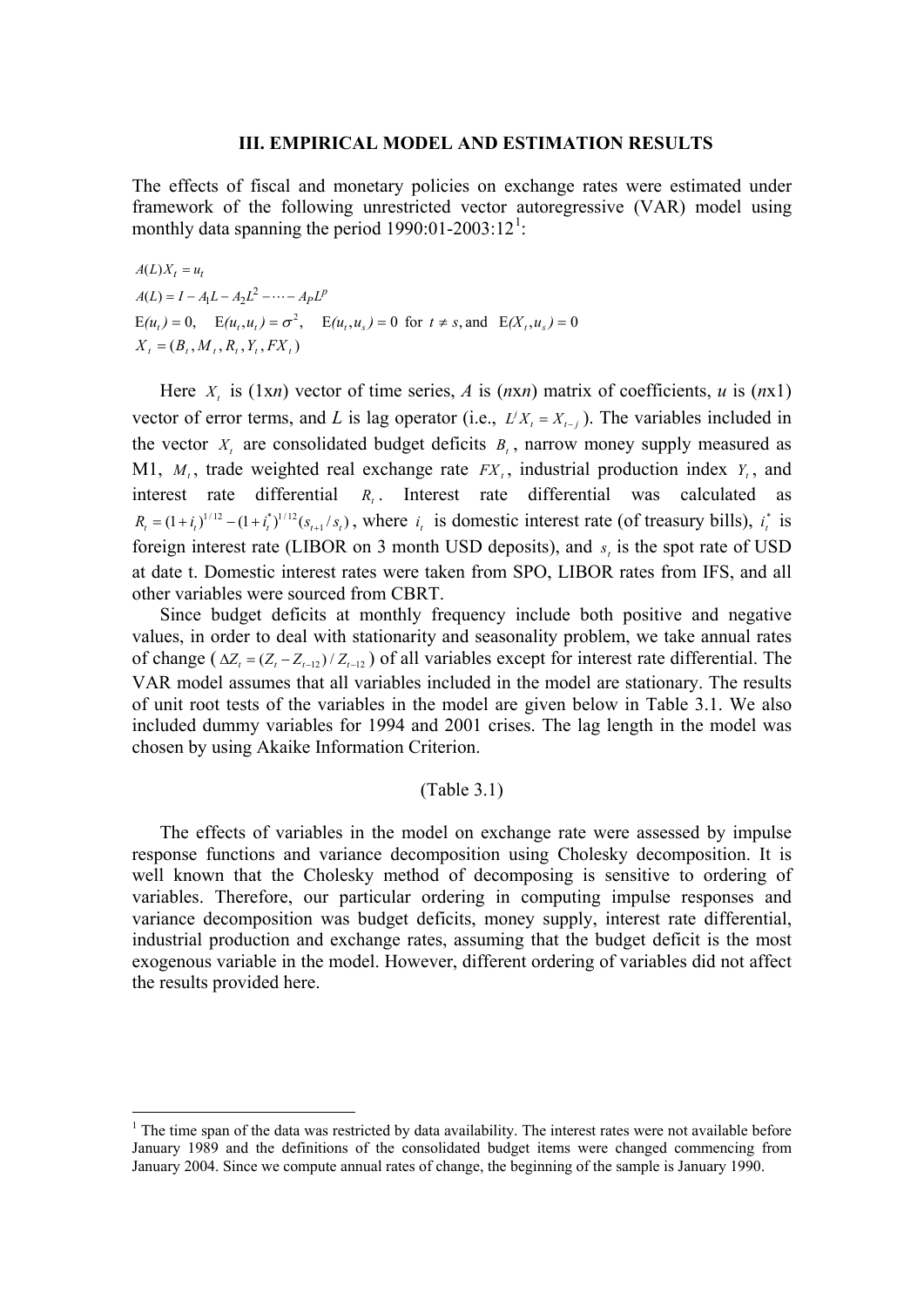### III. EMPIRICAL MODEL AND ESTIMATION RESULTS

The effects of fiscal and monetary policies on exchange rates were estimated under framework of the following unrestricted vector autoregressive (VAR) model using monthly data spanning the period 1990:01-2003:12[1]:

$$A(L)X_t = u_t$$

$$A(L) = I - A_1 L - A_2 L^2 - \cdots - A_P L^p$$

$$\mathrm{E}(u_t) = 0, \quad \mathrm{E}(u_t, u_t) = \sigma^2, \quad \mathrm{E}(u_t, u_s) = 0 \text{ for } t \neq s, \text{and } \mathrm{E}(X_t, u_s) = 0$$

$$X_t = (B_t, M_t, R_t, Y_t, FX_t)$$

Here $X_t$ is (1x*n*) vector of time series, *A* is (*n*x*n*) matrix of coefficients, *u* is (*n*x1) vector of error terms, and *L* is lag operator (i.e., $L^j X_t = X_{t-j}$ ). The variables included in the vector $X_t$ are consolidated budget deficits $B_t$, narrow money supply measured as M1, $M_t$, trade weighted real exchange rate $FX_t$, industrial production index $Y_t$, and interest rate differential $R_t$. Interest rate differential was calculated as $R_t = (1+i_t)^{1/12} - (1+i_t^*)^{1/12}(s_{t+1}/s_t)$, where $i_t$ is domestic interest rate (of treasury bills), $i_t^*$ is foreign interest rate (LIBOR on 3 month USD deposits), and $s_t$ is the spot rate of USD at date t. Domestic interest rates were taken from SPO, LIBOR rates from IFS, and all other variables were sourced from CBRT.

Since budget deficits at monthly frequency include both positive and negative values, in order to deal with stationarity and seasonality problem, we take annual rates of change ( $\Delta Z_t = (Z_t - Z_{t-12})/Z_{t-12}$ ) of all variables except for interest rate differential. The VAR model assumes that all variables included in the model are stationary. The results of unit root tests of the variables in the model are given below in Table 3.1. We also included dummy variables for 1994 and 2001 crises. The lag length in the model was chosen by using Akaike Information Criterion.

(Table 3.1)

The effects of variables in the model on exchange rate were assessed by impulse response functions and variance decomposition using Cholesky decomposition. It is well known that the Cholesky method of decomposing is sensitive to ordering of variables. Therefore, our particular ordering in computing impulse responses and variance decomposition was budget deficits, money supply, interest rate differential, industrial production and exchange rates, assuming that the budget deficit is the most exogenous variable in the model. However, different ordering of variables did not affect the results provided here.

[1] The time span of the data was restricted by data availability. The interest rates were not available before January 1989 and the definitions of the consolidated budget items were changed commencing from January 2004. Since we compute annual rates of change, the beginning of the sample is January 1990.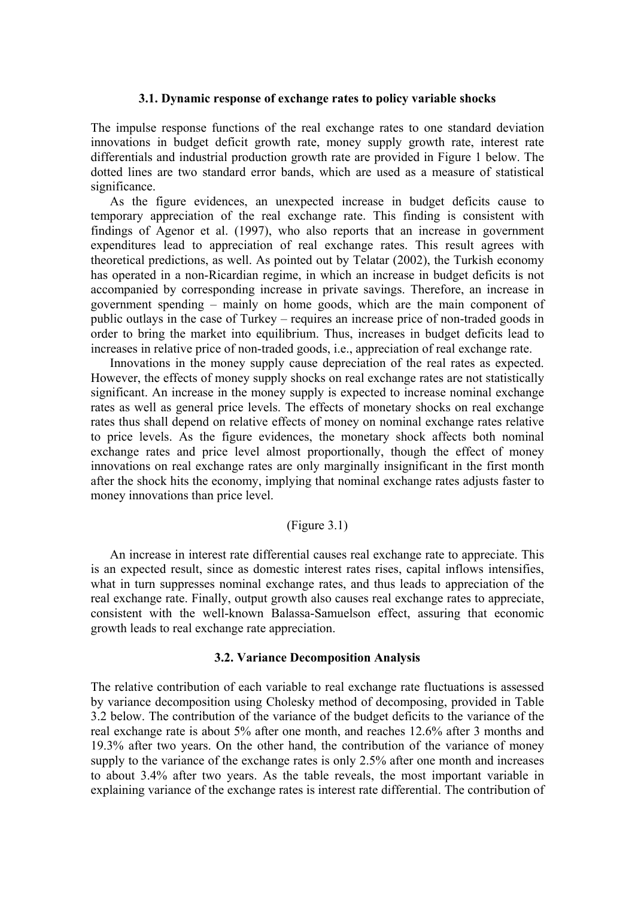### 3.1. Dynamic response of exchange rates to policy variable shocks

The impulse response functions of the real exchange rates to one standard deviation innovations in budget deficit growth rate, money supply growth rate, interest rate differentials and industrial production growth rate are provided in Figure 1 below. The dotted lines are two standard error bands, which are used as a measure of statistical significance.

As the figure evidences, an unexpected increase in budget deficits cause to temporary appreciation of the real exchange rate. This finding is consistent with findings of Agenor et al. (1997), who also reports that an increase in government expenditures lead to appreciation of real exchange rates. This result agrees with theoretical predictions, as well. As pointed out by Telatar (2002), the Turkish economy has operated in a non-Ricardian regime, in which an increase in budget deficits is not accompanied by corresponding increase in private savings. Therefore, an increase in government spending – mainly on home goods, which are the main component of public outlays in the case of Turkey – requires an increase price of non-traded goods in order to bring the market into equilibrium. Thus, increases in budget deficits lead to increases in relative price of non-traded goods, i.e., appreciation of real exchange rate.

Innovations in the money supply cause depreciation of the real rates as expected. However, the effects of money supply shocks on real exchange rates are not statistically significant. An increase in the money supply is expected to increase nominal exchange rates as well as general price levels. The effects of monetary shocks on real exchange rates thus shall depend on relative effects of money on nominal exchange rates relative to price levels. As the figure evidences, the monetary shock affects both nominal exchange rates and price level almost proportionally, though the effect of money innovations on real exchange rates are only marginally insignificant in the first month after the shock hits the economy, implying that nominal exchange rates adjusts faster to money innovations than price level.

(Figure 3.1)

An increase in interest rate differential causes real exchange rate to appreciate. This is an expected result, since as domestic interest rates rises, capital inflows intensifies, what in turn suppresses nominal exchange rates, and thus leads to appreciation of the real exchange rate. Finally, output growth also causes real exchange rates to appreciate, consistent with the well-known Balassa-Samuelson effect, assuring that economic growth leads to real exchange rate appreciation.

### 3.2. Variance Decomposition Analysis

The relative contribution of each variable to real exchange rate fluctuations is assessed by variance decomposition using Cholesky method of decomposing, provided in Table 3.2 below. The contribution of the variance of the budget deficits to the variance of the real exchange rate is about 5% after one month, and reaches 12.6% after 3 months and 19.3% after two years. On the other hand, the contribution of the variance of money supply to the variance of the exchange rates is only 2.5% after one month and increases to about 3.4% after two years. As the table reveals, the most important variable in explaining variance of the exchange rates is interest rate differential. The contribution of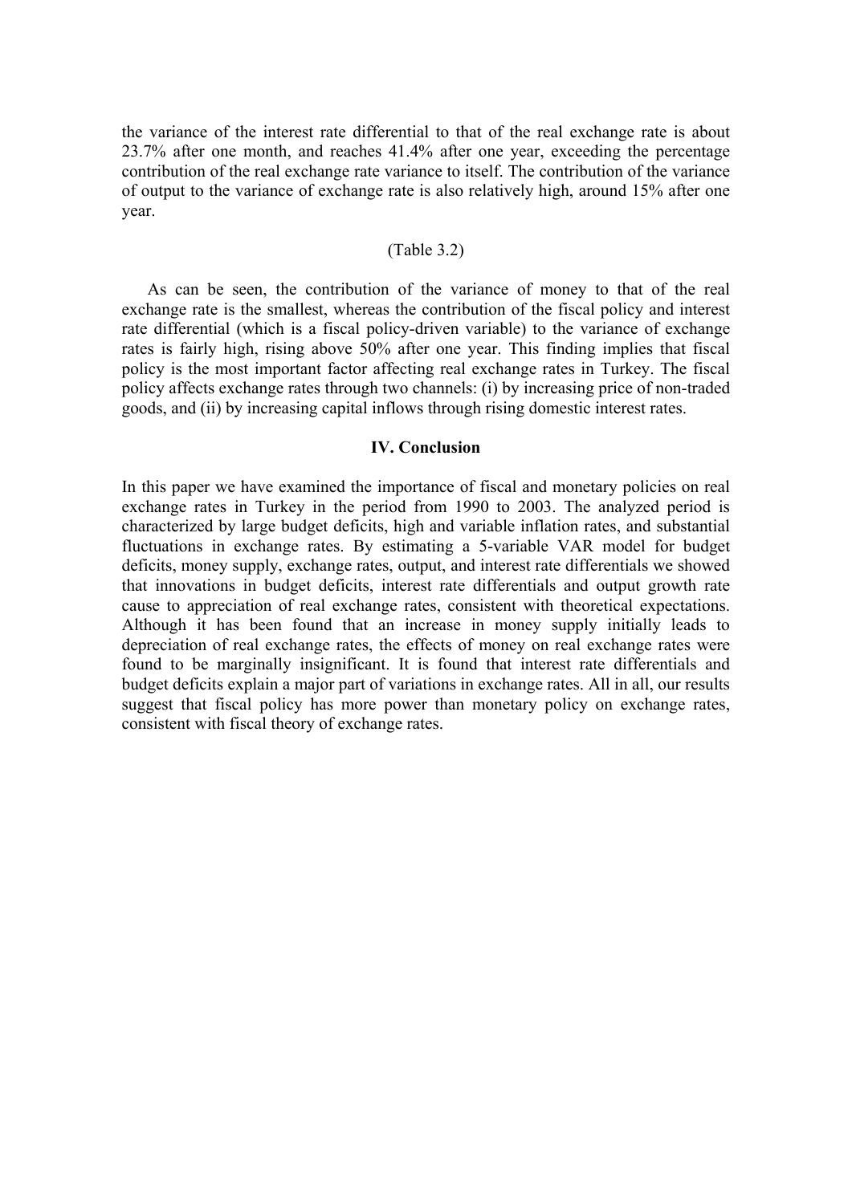the variance of the interest rate differential to that of the real exchange rate is about 23.7% after one month, and reaches 41.4% after one year, exceeding the percentage contribution of the real exchange rate variance to itself. The contribution of the variance of output to the variance of exchange rate is also relatively high, around 15% after one year.

(Table 3.2)

As can be seen, the contribution of the variance of money to that of the real exchange rate is the smallest, whereas the contribution of the fiscal policy and interest rate differential (which is a fiscal policy-driven variable) to the variance of exchange rates is fairly high, rising above 50% after one year. This finding implies that fiscal policy is the most important factor affecting real exchange rates in Turkey. The fiscal policy affects exchange rates through two channels: (i) by increasing price of non-traded goods, and (ii) by increasing capital inflows through rising domestic interest rates.

## IV. Conclusion

In this paper we have examined the importance of fiscal and monetary policies on real exchange rates in Turkey in the period from 1990 to 2003. The analyzed period is characterized by large budget deficits, high and variable inflation rates, and substantial fluctuations in exchange rates. By estimating a 5-variable VAR model for budget deficits, money supply, exchange rates, output, and interest rate differentials we showed that innovations in budget deficits, interest rate differentials and output growth rate cause to appreciation of real exchange rates, consistent with theoretical expectations. Although it has been found that an increase in money supply initially leads to depreciation of real exchange rates, the effects of money on real exchange rates were found to be marginally insignificant. It is found that interest rate differentials and budget deficits explain a major part of variations in exchange rates. All in all, our results suggest that fiscal policy has more power than monetary policy on exchange rates, consistent with fiscal theory of exchange rates.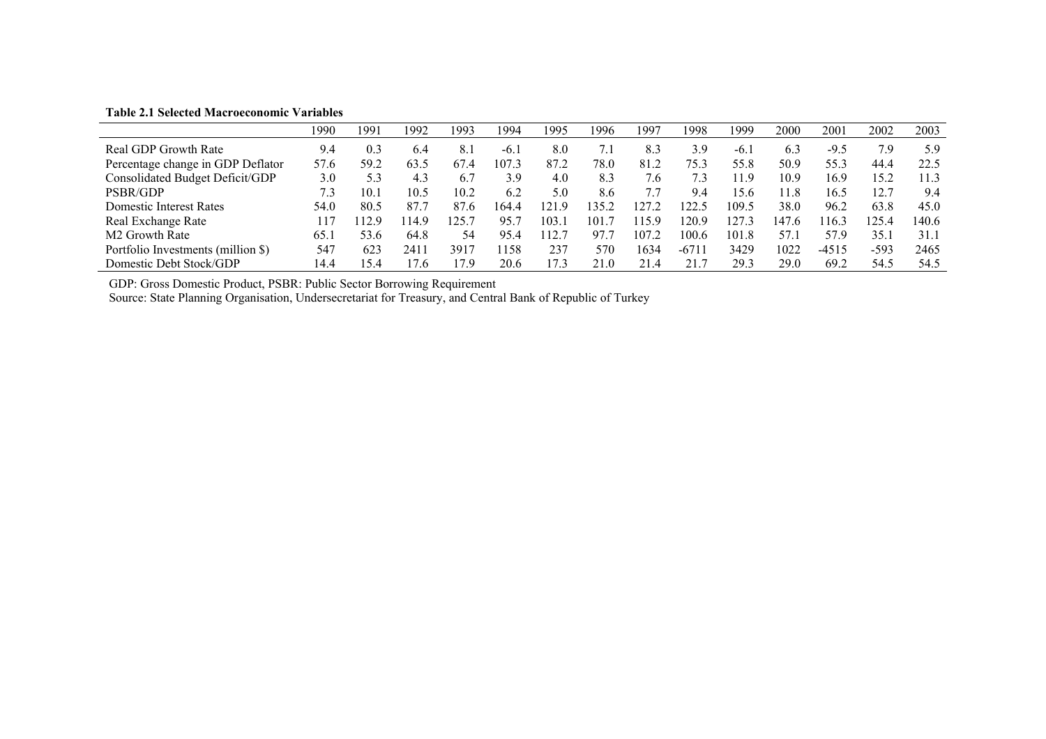**Table 2.1 Selected Macroeconomic Variables**

| | 1990 | 1991 | 1992 | 1993 | 1994 | 1995 | 1996 | 1997 | 1998 | 1999 | 2000 | 2001 | 2002 | 2003 |
|---|---|---|---|---|---|---|---|---|---|---|---|---|---|---|
| Real GDP Growth Rate | 9.4 | 0.3 | 6.4 | 8.1 | -6.1 | 8.0 | 7.1 | 8.3 | 3.9 | -6.1 | 6.3 | -9.5 | 7.9 | 5.9 |
| Percentage change in GDP Deflator | 57.6 | 59.2 | 63.5 | 67.4 | 107.3 | 87.2 | 78.0 | 81.2 | 75.3 | 55.8 | 50.9 | 55.3 | 44.4 | 22.5 |
| Consolidated Budget Deficit/GDP | 3.0 | 5.3 | 4.3 | 6.7 | 3.9 | 4.0 | 8.3 | 7.6 | 7.3 | 11.9 | 10.9 | 16.9 | 15.2 | 11.3 |
| PSBR/GDP | 7.3 | 10.1 | 10.5 | 10.2 | 6.2 | 5.0 | 8.6 | 7.7 | 9.4 | 15.6 | 11.8 | 16.5 | 12.7 | 9.4 |
| Domestic Interest Rates | 54.0 | 80.5 | 87.7 | 87.6 | 164.4 | 121.9 | 135.2 | 127.2 | 122.5 | 109.5 | 38.0 | 96.2 | 63.8 | 45.0 |
| Real Exchange Rate | 117 | 112.9 | 114.9 | 125.7 | 95.7 | 103.1 | 101.7 | 115.9 | 120.9 | 127.3 | 147.6 | 116.3 | 125.4 | 140.6 |
| M2 Growth Rate | 65.1 | 53.6 | 64.8 | 54 | 95.4 | 112.7 | 97.7 | 107.2 | 100.6 | 101.8 | 57.1 | 57.9 | 35.1 | 31.1 |
| Portfolio Investments (million $) | 547 | 623 | 2411 | 3917 | 1158 | 237 | 570 | 1634 | -6711 | 3429 | 1022 | -4515 | -593 | 2465 |
| Domestic Debt Stock/GDP | 14.4 | 15.4 | 17.6 | 17.9 | 20.6 | 17.3 | 21.0 | 21.4 | 21.7 | 29.3 | 29.0 | 69.2 | 54.5 | 54.5 |

GDP: Gross Domestic Product, PSBR: Public Sector Borrowing Requirement
Source: State Planning Organisation, Undersecretariat for Treasury, and Central Bank of Republic of Turkey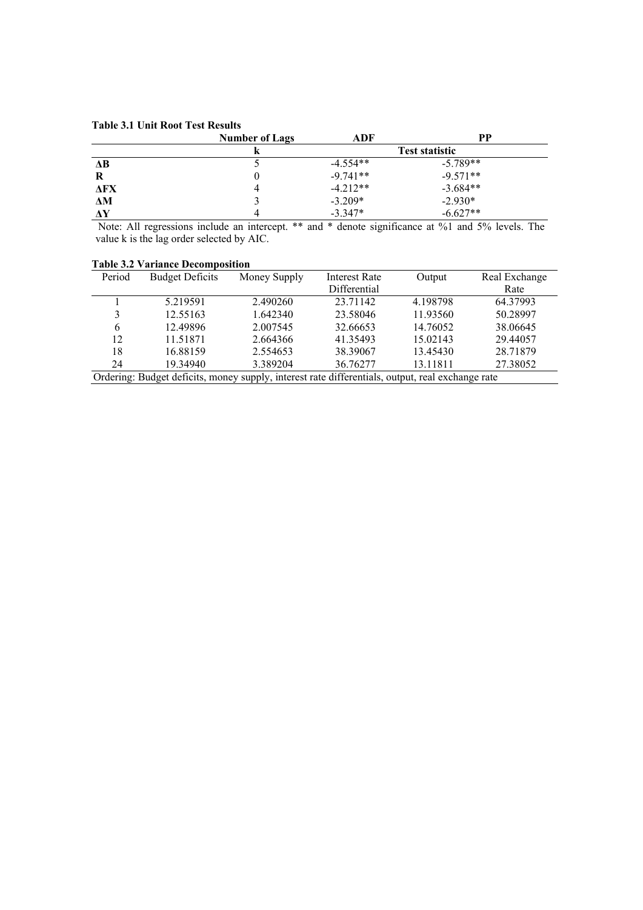**Table 3.1 Unit Root Test Results**

| | Number of Lags | ADF | PP |
|---|---|---|---|
| | k | Test statistic | |
| **ΔB** | 5 | -4.554** | -5.789** |
| **R** | 0 | -9.741** | -9.571** |
| **ΔFX** | 4 | -4.212** | -3.684** |
| **ΔM** | 3 | -3.209* | -2.930* |
| **ΔY** | 4 | -3.347* | -6.627** |

Note: All regressions include an intercept. ** and * denote significance at %1 and 5% levels. The value k is the lag order selected by AIC.

**Table 3.2 Variance Decomposition**

| Period | Budget Deficits | Money Supply | Interest Rate Differential | Output | Real Exchange Rate |
|---|---|---|---|---|---|
| 1 | 5.219591 | 2.490260 | 23.71142 | 4.198798 | 64.37993 |
| 3 | 12.55163 | 1.642340 | 23.58046 | 11.93560 | 50.28997 |
| 6 | 12.49896 | 2.007545 | 32.66653 | 14.76052 | 38.06645 |
| 12 | 11.51871 | 2.664366 | 41.35493 | 15.02143 | 29.44057 |
| 18 | 16.88159 | 2.554653 | 38.39067 | 13.45430 | 28.71879 |
| 24 | 19.34940 | 3.389204 | 36.76277 | 13.11811 | 27.38052 |

Ordering: Budget deficits, money supply, interest rate differentials, output, real exchange rate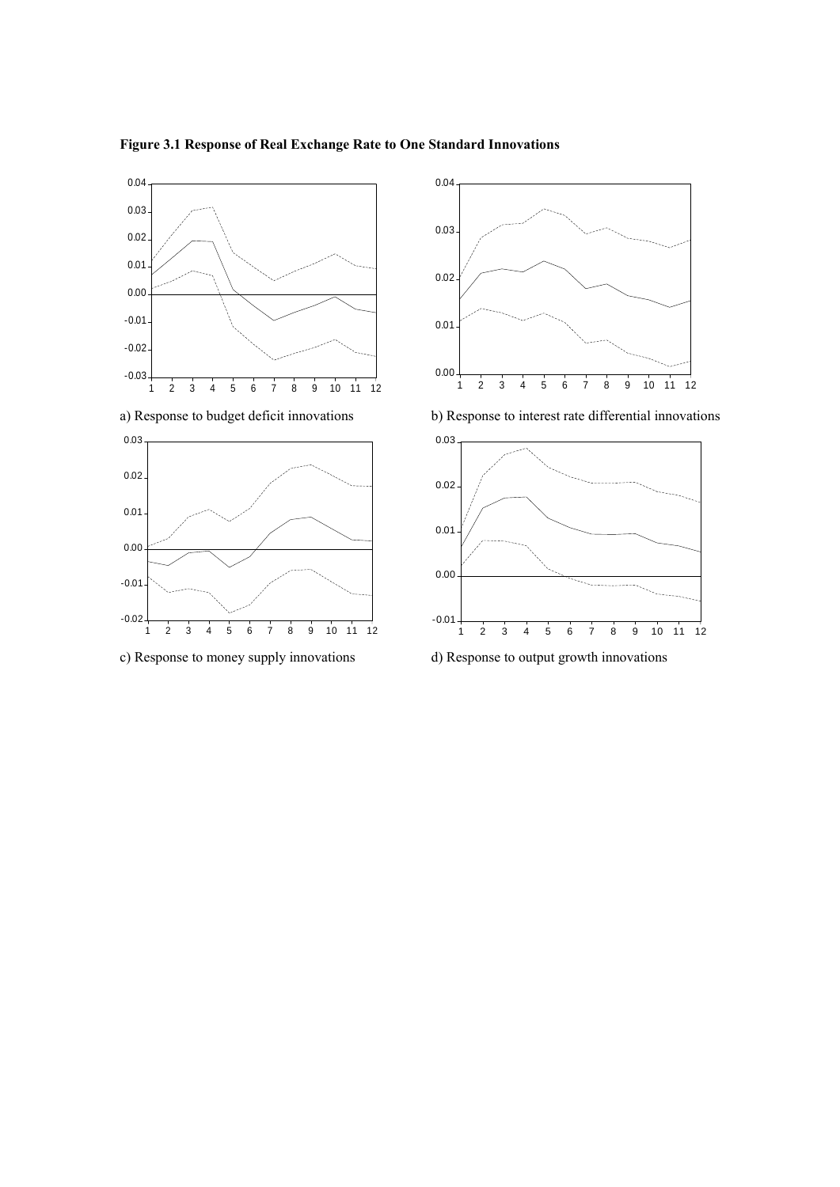**Figure 3.1 Response of Real Exchange Rate to One Standard Innovations**

a) Response to budget deficit innovations

b) Response to interest rate differential innovations

c) Response to money supply innovations

d) Response to output growth innovations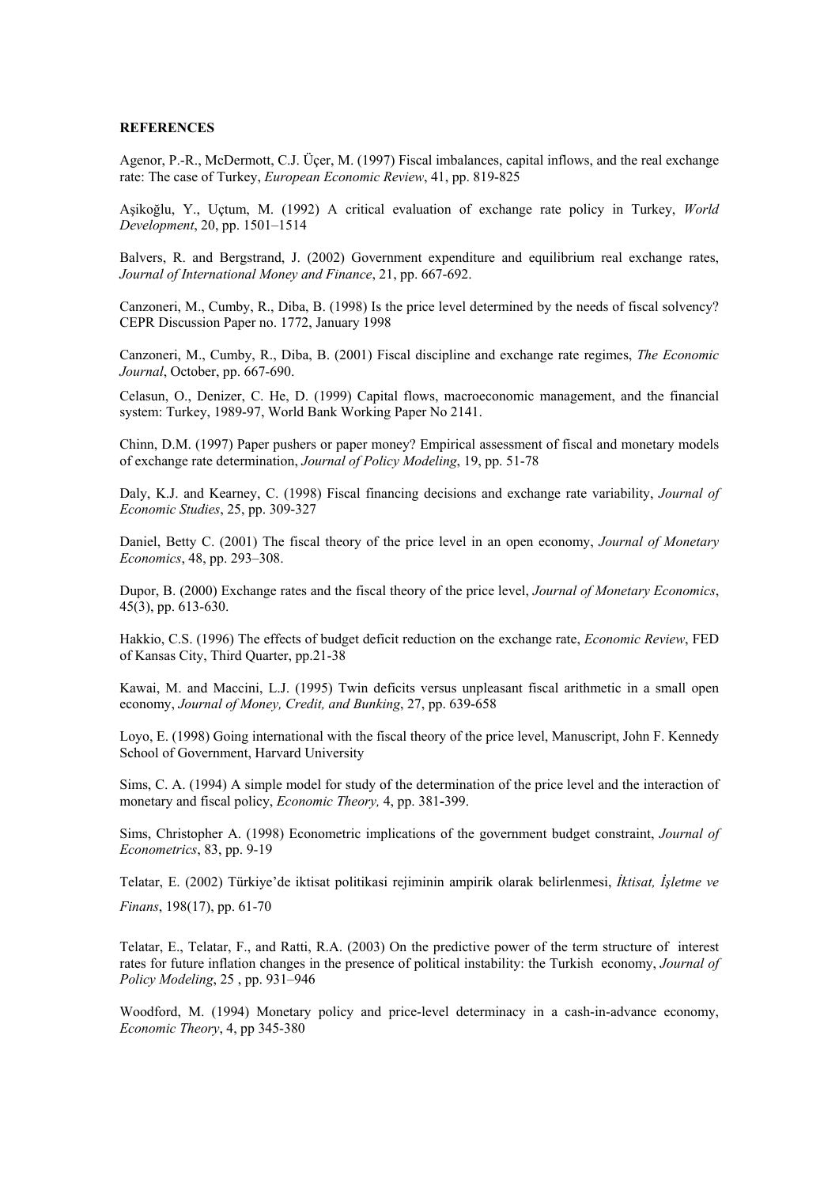**REFERENCES**

Agenor, P.-R., McDermott, C.J. Üçer, M. (1997) Fiscal imbalances, capital inflows, and the real exchange rate: The case of Turkey, *European Economic Review*, 41, pp. 819-825

Aşikoğlu, Y., Uçtum, M. (1992) A critical evaluation of exchange rate policy in Turkey, *World Development*, 20, pp. 1501–1514

Balvers, R. and Bergstrand, J. (2002) Government expenditure and equilibrium real exchange rates, *Journal of International Money and Finance*, 21, pp. 667-692.

Canzoneri, M., Cumby, R., Diba, B. (1998) Is the price level determined by the needs of fiscal solvency? CEPR Discussion Paper no. 1772, January 1998

Canzoneri, M., Cumby, R., Diba, B. (2001) Fiscal discipline and exchange rate regimes, *The Economic Journal*, October, pp. 667-690.

Celasun, O., Denizer, C. He, D. (1999) Capital flows, macroeconomic management, and the financial system: Turkey, 1989-97, World Bank Working Paper No 2141.

Chinn, D.M. (1997) Paper pushers or paper money? Empirical assessment of fiscal and monetary models of exchange rate determination, *Journal of Policy Modeling*, 19, pp. 51-78

Daly, K.J. and Kearney, C. (1998) Fiscal financing decisions and exchange rate variability, *Journal of Economic Studies*, 25, pp. 309-327

Daniel, Betty C. (2001) The fiscal theory of the price level in an open economy, *Journal of Monetary Economics*, 48, pp. 293–308.

Dupor, B. (2000) Exchange rates and the fiscal theory of the price level, *Journal of Monetary Economics*, 45(3), pp. 613-630.

Hakkio, C.S. (1996) The effects of budget deficit reduction on the exchange rate, *Economic Review*, FED of Kansas City, Third Quarter, pp.21-38

Kawai, M. and Maccini, L.J. (1995) Twin deficits versus unpleasant fiscal arithmetic in a small open economy, *Journal of Money, Credit, and Bunking*, 27, pp. 639-658

Loyo, E. (1998) Going international with the fiscal theory of the price level, Manuscript, John F. Kennedy School of Government, Harvard University

Sims, C. A. (1994) A simple model for study of the determination of the price level and the interaction of monetary and fiscal policy, *Economic Theory,* 4, pp. 381-399.

Sims, Christopher A. (1998) Econometric implications of the government budget constraint, *Journal of Econometrics*, 83, pp. 9-19

Telatar, E. (2002) Türkiye'de iktisat politikasi rejiminin ampirik olarak belirlenmesi, *İktisat, İşletme ve Finans*, 198(17), pp. 61-70

Telatar, E., Telatar, F., and Ratti, R.A. (2003) On the predictive power of the term structure of interest rates for future inflation changes in the presence of political instability: the Turkish economy, *Journal of Policy Modeling*, 25 , pp. 931–946

Woodford, M. (1994) Monetary policy and price-level determinacy in a cash-in-advance economy, *Economic Theory*, 4, pp 345-380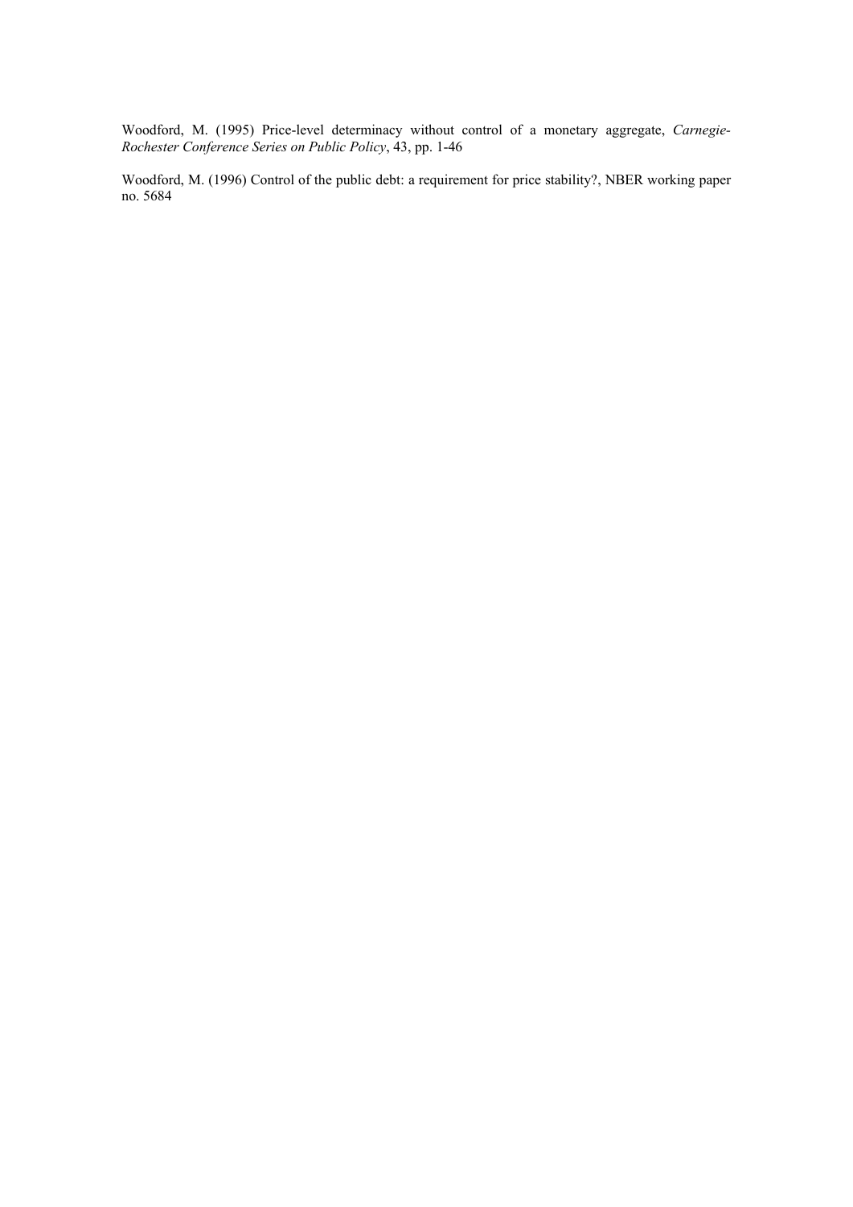Woodford, M. (1995) Price-level determinacy without control of a monetary aggregate, *Carnegie-Rochester Conference Series on Public Policy*, 43, pp. 1-46

Woodford, M. (1996) Control of the public debt: a requirement for price stability?, NBER working paper no. 5684